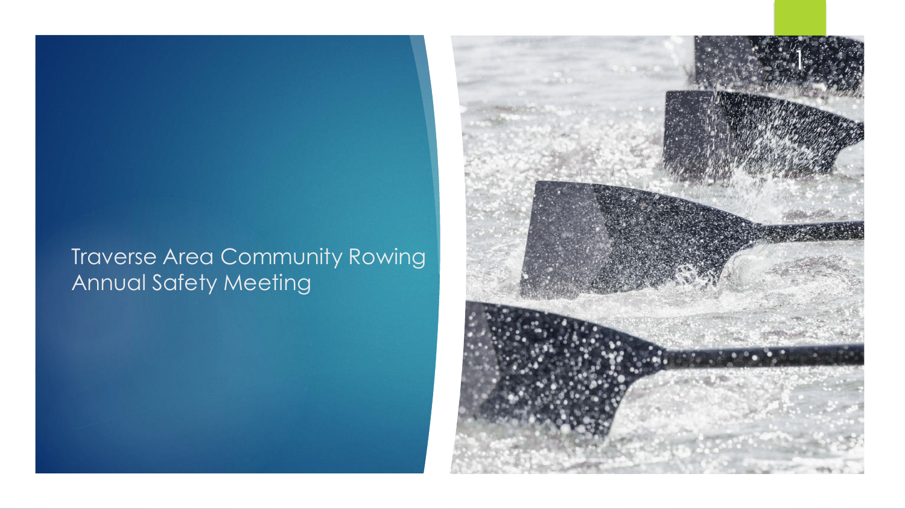# Traverse Area Community Rowing Annual Safety Meeting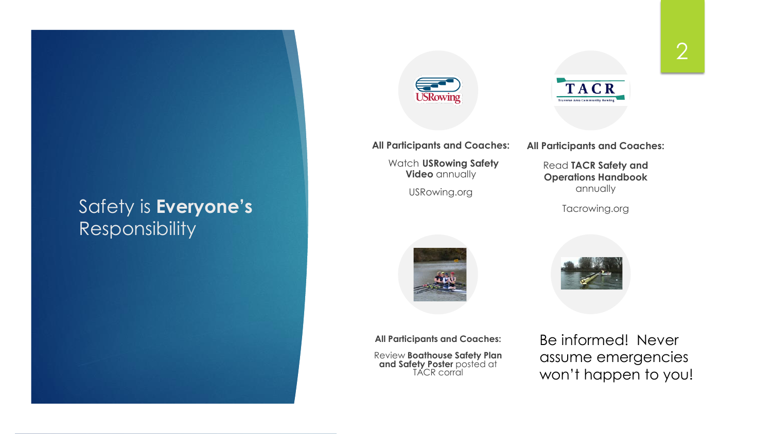# Safety is **Everyone's** Responsibility

**All Participants and Coaches:**

Watch **USRowing Safety Video** annually

USRowing.org

**All Participants and Coaches:**

Read **TACR Safety and Operations Handbook** annually

Tacrowing.org

**All Participants and Coaches:**

Review **Boathouse Safety Plan and Safety Poster** posted at TACR corral

Be informed! Never assume emergencies won't happen to you!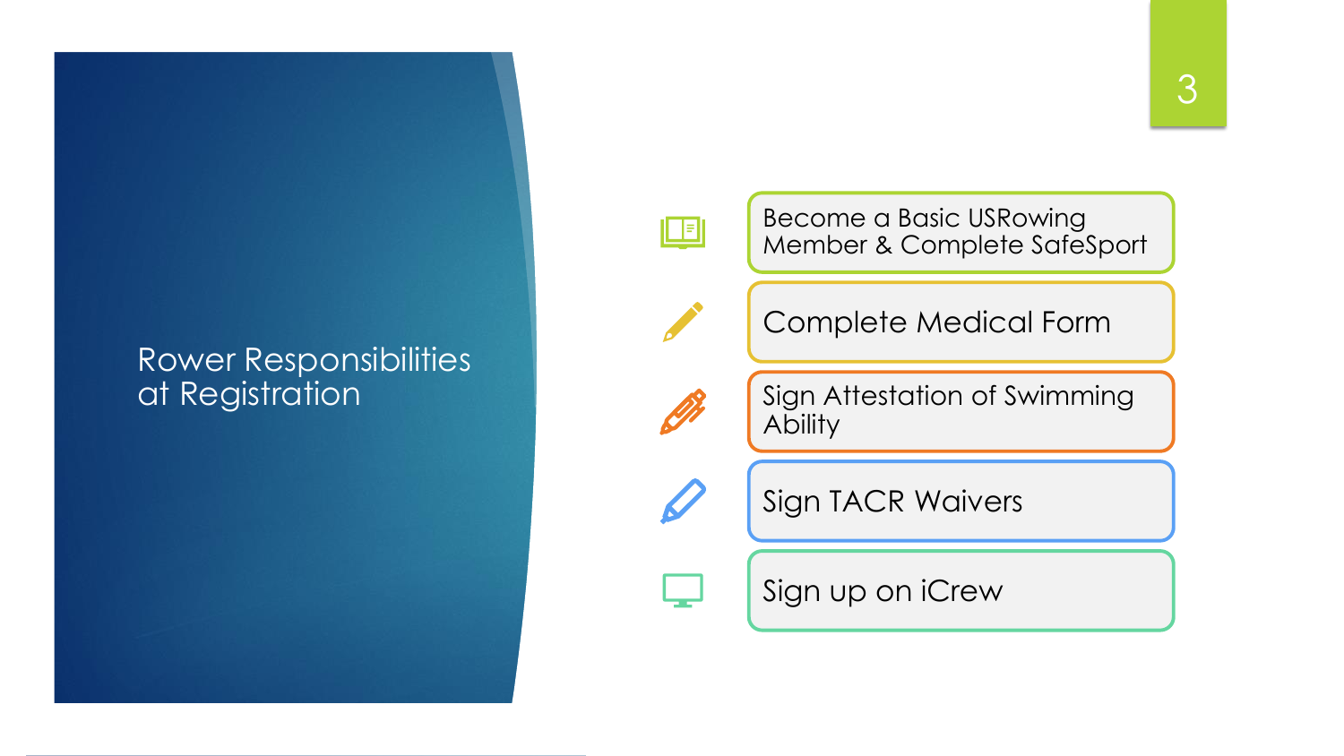# Rower Responsibilities at Registration

- Become a Basic USRowing Member & Complete SafeSport
- Complete Medical Form
- Sign Attestation of Swimming Ability
- Sign TACR Waivers
- Sign up on iCrew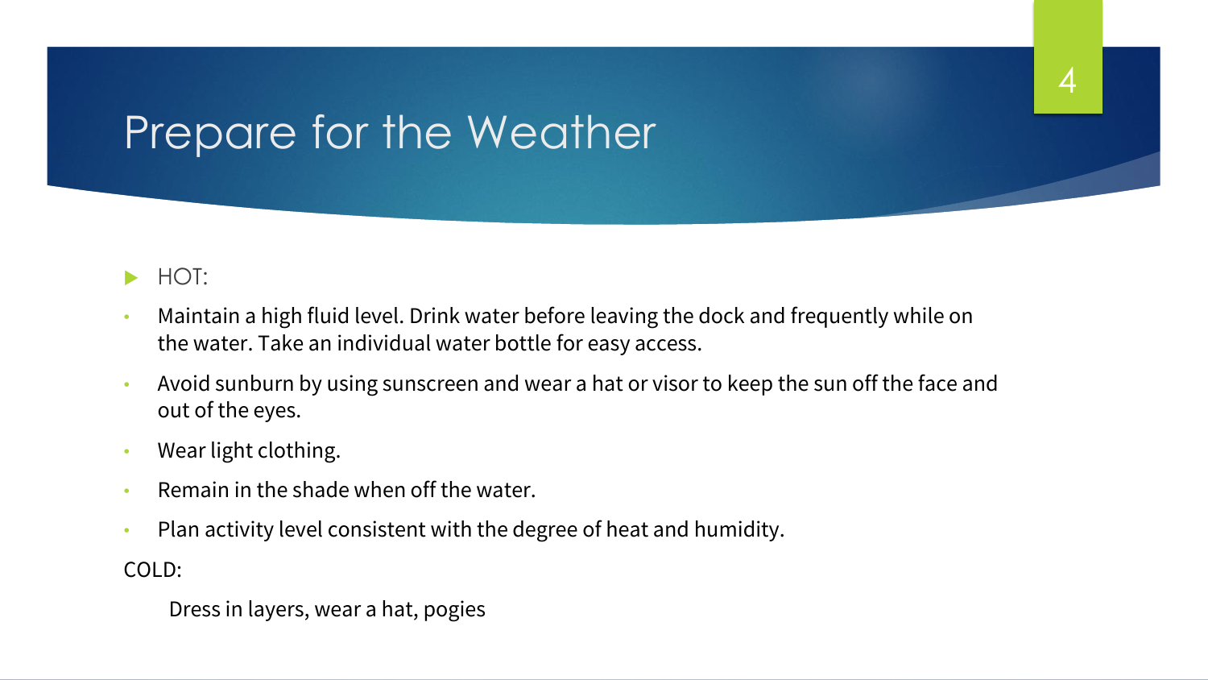# Prepare for the Weather

- HOT:
  - Maintain a high fluid level. Drink water before leaving the dock and frequently while on the water. Take an individual water bottle for easy access.
  - Avoid sunburn by using sunscreen and wear a hat or visor to keep the sun off the face and out of the eyes.
  - Wear light clothing.
  - Remain in the shade when off the water.
  - Plan activity level consistent with the degree of heat and humidity.

COLD:

Dress in layers, wear a hat, pogies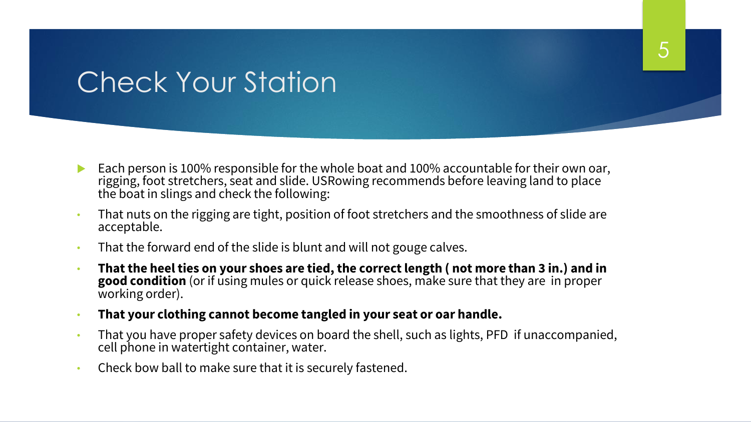# Check Your Station

- Each person is 100% responsible for the whole boat and 100% accountable for their own oar, rigging, foot stretchers, seat and slide. USRowing recommends before leaving land to place the boat in slings and check the following:
  - That nuts on the rigging are tight, position of foot stretchers and the smoothness of slide are acceptable.
  - That the forward end of the slide is blunt and will not gouge calves.
  - **That the heel ties on your shoes are tied, the correct length ( not more than 3 in.) and in good condition** (or if using mules or quick release shoes, make sure that they are in proper working order).
  - **That your clothing cannot become tangled in your seat or oar handle.**
  - That you have proper safety devices on board the shell, such as lights, PFD if unaccompanied, cell phone in watertight container, water.
  - Check bow ball to make sure that it is securely fastened.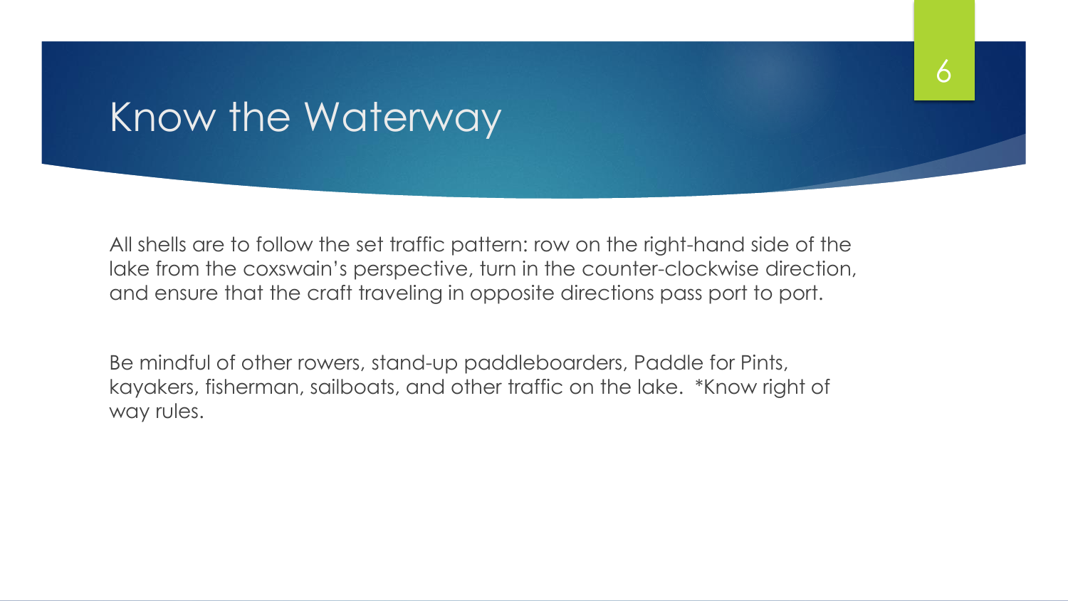# Know the Waterway

All shells are to follow the set traffic pattern: row on the right-hand side of the lake from the coxswain's perspective, turn in the counter-clockwise direction, and ensure that the craft traveling in opposite directions pass port to port.

Be mindful of other rowers, stand-up paddleboarders, Paddle for Pints, kayakers, fisherman, sailboats, and other traffic on the lake. *Know right of way rules.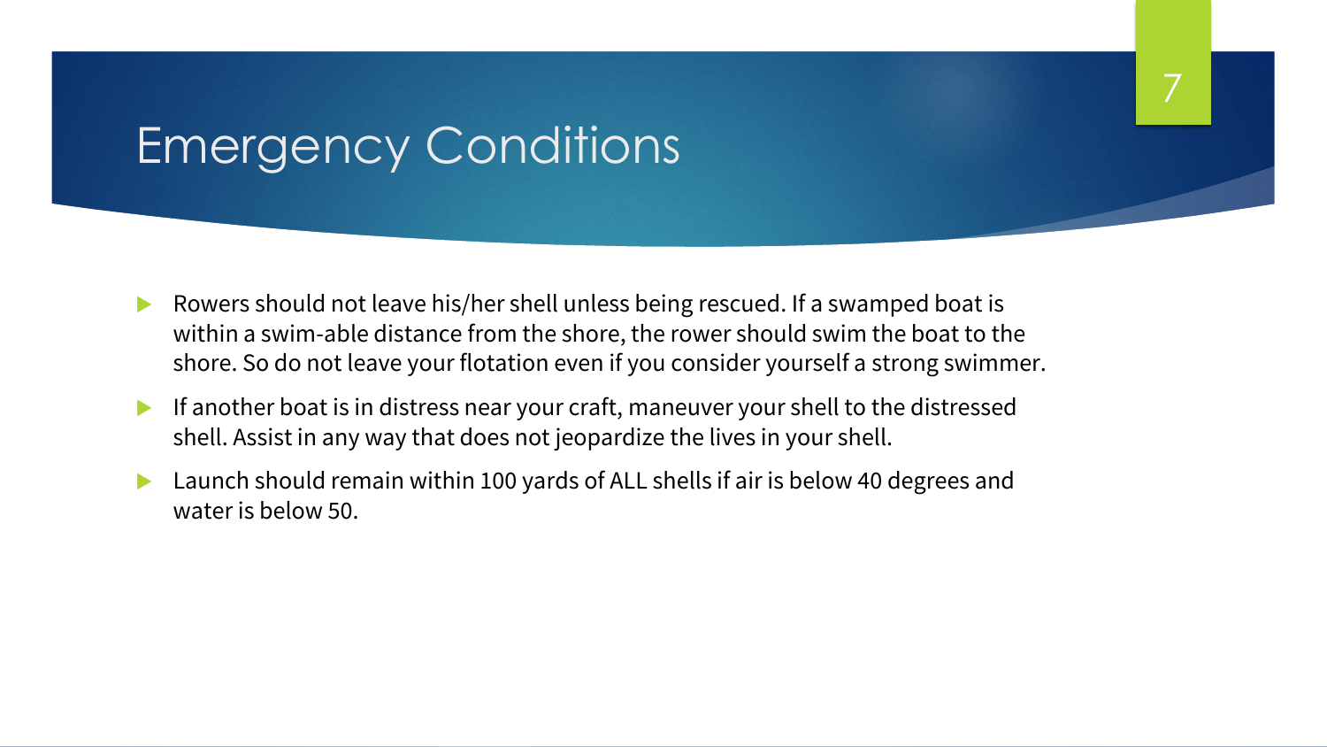# Emergency Conditions

- Rowers should not leave his/her shell unless being rescued. If a swamped boat is within a swim-able distance from the shore, the rower should swim the boat to the shore. So do not leave your flotation even if you consider yourself a strong swimmer.
- If another boat is in distress near your craft, maneuver your shell to the distressed shell. Assist in any way that does not jeopardize the lives in your shell.
- Launch should remain within 100 yards of ALL shells if air is below 40 degrees and water is below 50.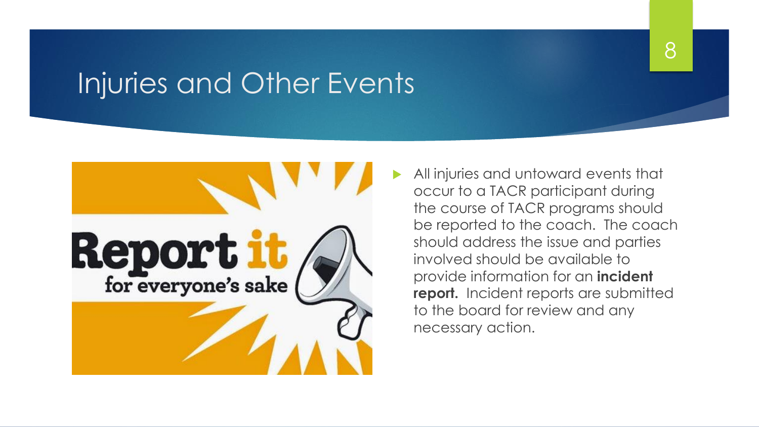# Injuries and Other Events

- All injuries and untoward events that occur to a TACR participant during the course of TACR programs should be reported to the coach. The coach should address the issue and parties involved should be available to provide information for an **incident report.** Incident reports are submitted to the board for review and any necessary action.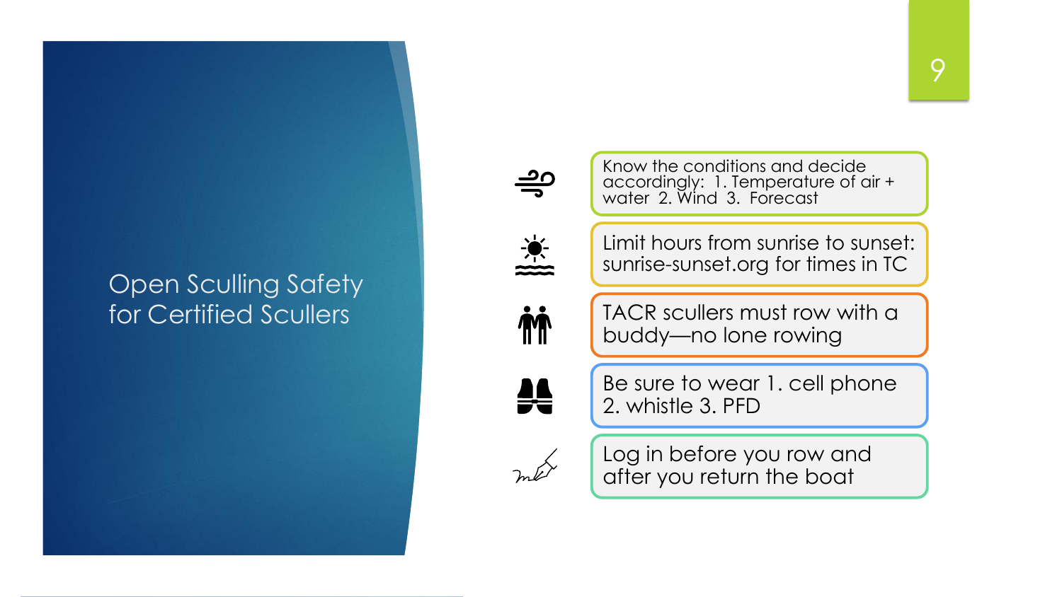# Open Sculling Safety for Certified Scullers

- Know the conditions and decide accordingly: 1. Temperature of air + water 2. Wind 3. Forecast
- Limit hours from sunrise to sunset: sunrise-sunset.org for times in TC
- TACR scullers must row with a buddy—no lone rowing
- Be sure to wear 1. cell phone 2. whistle 3. PFD
- Log in before you row and after you return the boat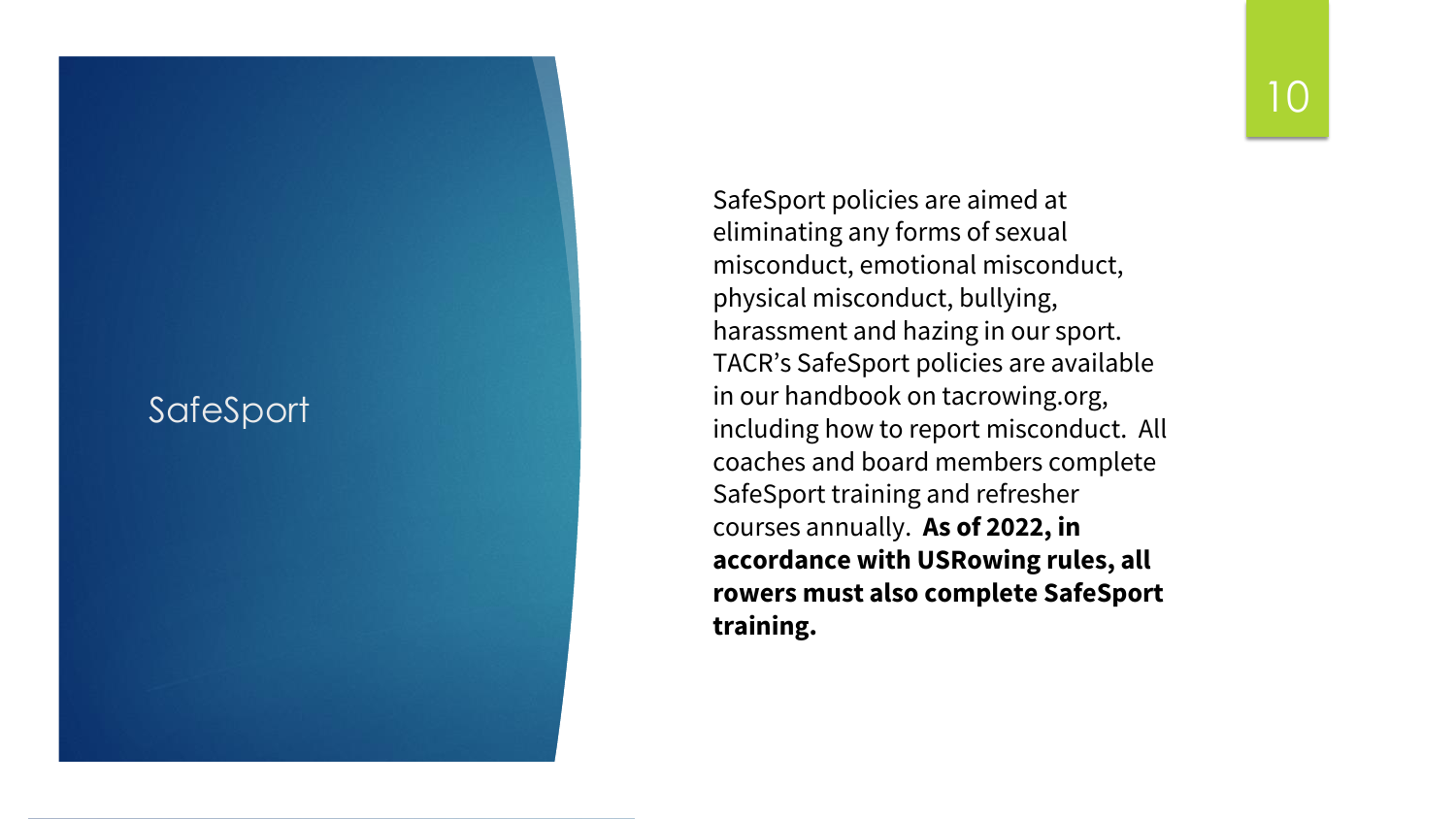# SafeSport

SafeSport policies are aimed at eliminating any forms of sexual misconduct, emotional misconduct, physical misconduct, bullying, harassment and hazing in our sport. TACR's SafeSport policies are available in our handbook on tacrowing.org, including how to report misconduct. All coaches and board members complete SafeSport training and refresher courses annually. **As of 2022, in accordance with USRowing rules, all rowers must also complete SafeSport training.**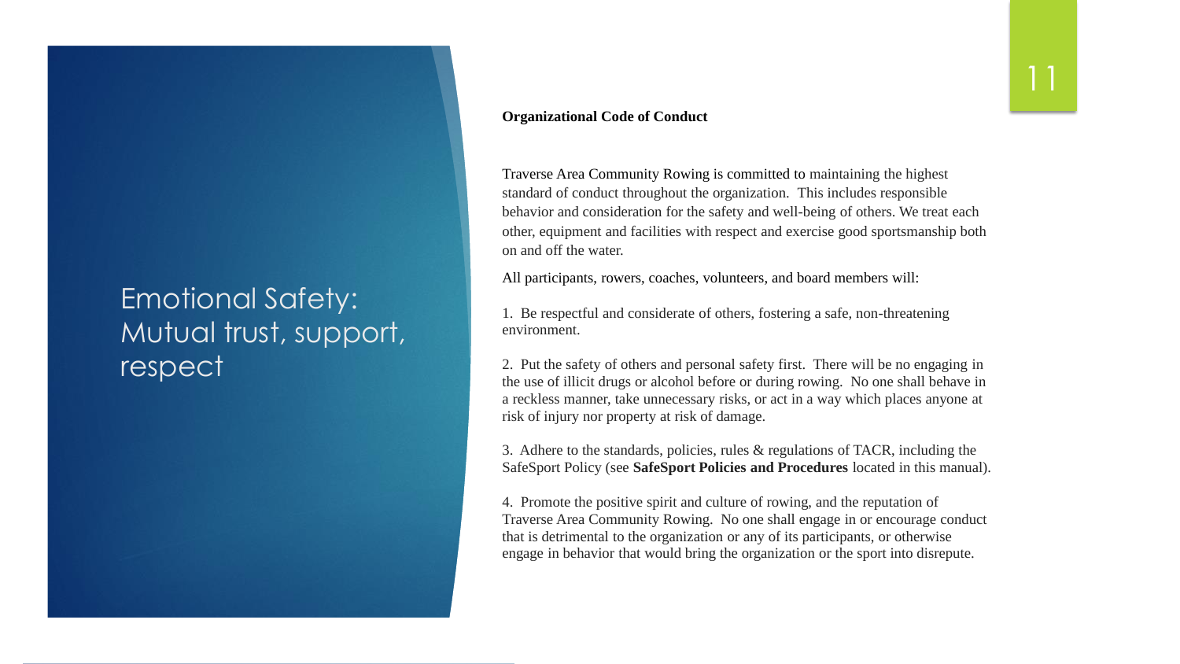# Emotional Safety: Mutual trust, support, respect

**Organizational Code of Conduct**

Traverse Area Community Rowing is committed to maintaining the highest standard of conduct throughout the organization. This includes responsible behavior and consideration for the safety and well-being of others. We treat each other, equipment and facilities with respect and exercise good sportsmanship both on and off the water.

All participants, rowers, coaches, volunteers, and board members will:

1. Be respectful and considerate of others, fostering a safe, non-threatening environment.

2. Put the safety of others and personal safety first. There will be no engaging in the use of illicit drugs or alcohol before or during rowing. No one shall behave in a reckless manner, take unnecessary risks, or act in a way which places anyone at risk of injury nor property at risk of damage.

3. Adhere to the standards, policies, rules & regulations of TACR, including the SafeSport Policy (see **SafeSport Policies and Procedures** located in this manual).

4. Promote the positive spirit and culture of rowing, and the reputation of Traverse Area Community Rowing. No one shall engage in or encourage conduct that is detrimental to the organization or any of its participants, or otherwise engage in behavior that would bring the organization or the sport into disrepute.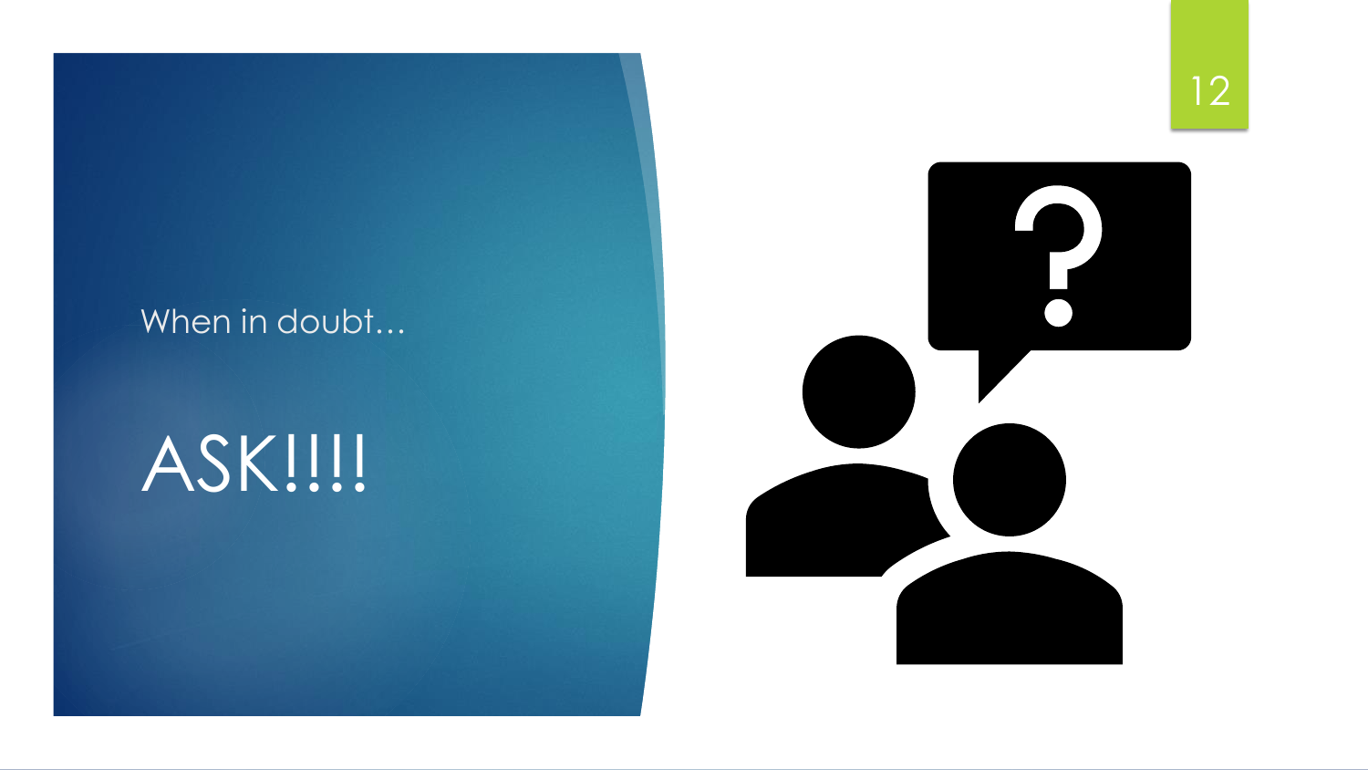When in doubt…

# ASK!!!!